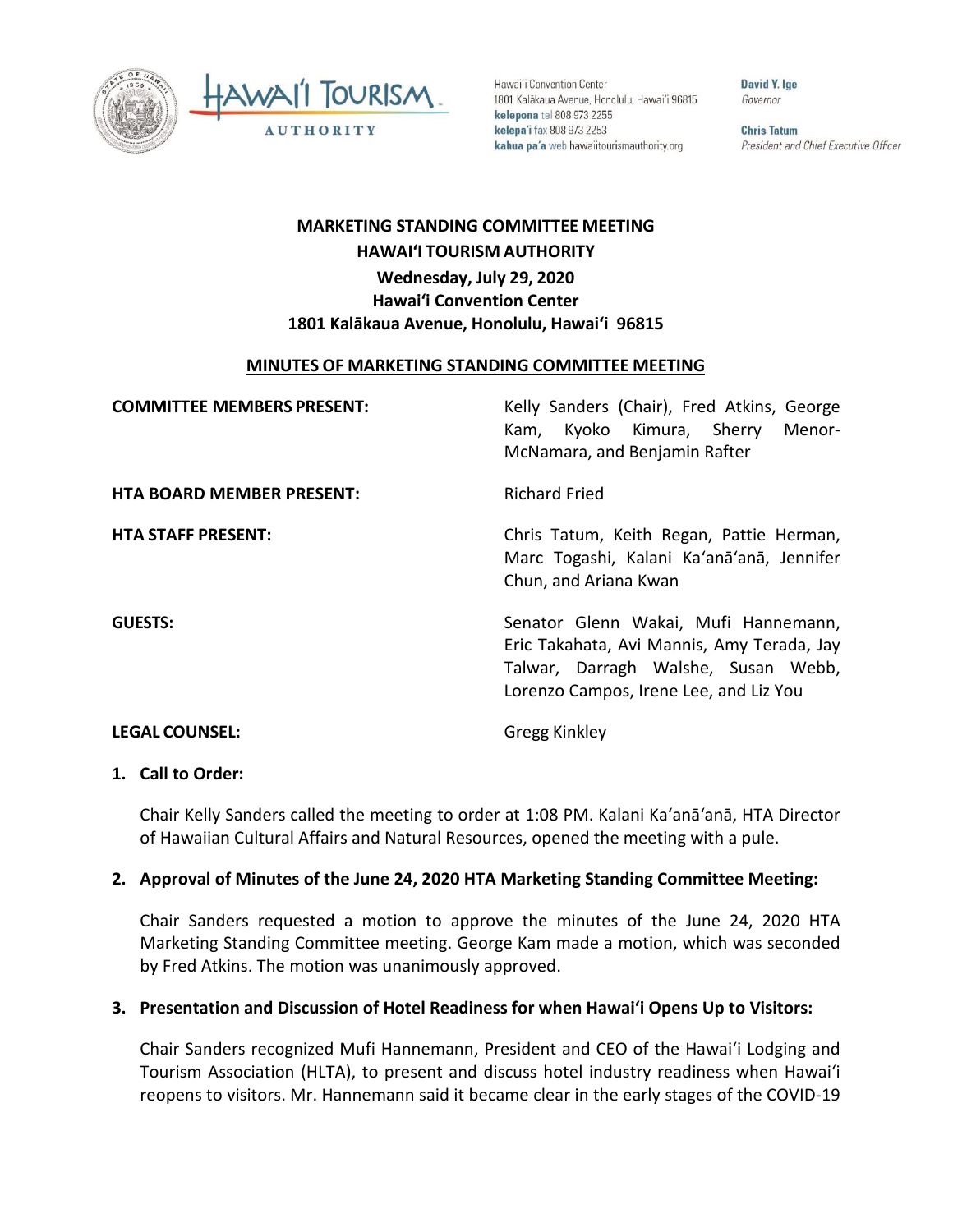Hawaiʻi Convention Center
1801 Kalākaua Avenue, Honolulu, Hawaiʻi 96815
**kelepona** tel 808 973 2255
**kelepaʻi** fax 808 973 2253
**kahua paʻa** web hawaiitourismauthority.org

**David Y. Ige**
*Governor*

**Chris Tatum**
*President and Chief Executive Officer*

**MARKETING STANDING COMMITTEE MEETING**
**HAWAIʻI TOURISM AUTHORITY**
**Wednesday, July 29, 2020**
**Hawaiʻi Convention Center**
**1801 Kalākaua Avenue, Honolulu, Hawaiʻi 96815**

**MINUTES OF MARKETING STANDING COMMITTEE MEETING**

| | |
|---|---|
| **COMMITTEE MEMBERS PRESENT:** | Kelly Sanders (Chair), Fred Atkins, George Kam, Kyoko Kimura, Sherry Menor-McNamara, and Benjamin Rafter |
| **HTA BOARD MEMBER PRESENT:** | Richard Fried |
| **HTA STAFF PRESENT:** | Chris Tatum, Keith Regan, Pattie Herman, Marc Togashi, Kalani Kaʻanāʻanā, Jennifer Chun, and Ariana Kwan |
| **GUESTS:** | Senator Glenn Wakai, Mufi Hannemann, Eric Takahata, Avi Mannis, Amy Terada, Jay Talwar, Darragh Walshe, Susan Webb, Lorenzo Campos, Irene Lee, and Liz You |
| **LEGAL COUNSEL:** | Gregg Kinkley |

**1. Call to Order:**

Chair Kelly Sanders called the meeting to order at 1:08 PM. Kalani Kaʻanāʻanā, HTA Director of Hawaiian Cultural Affairs and Natural Resources, opened the meeting with a pule.

**2. Approval of Minutes of the June 24, 2020 HTA Marketing Standing Committee Meeting:**

Chair Sanders requested a motion to approve the minutes of the June 24, 2020 HTA Marketing Standing Committee meeting. George Kam made a motion, which was seconded by Fred Atkins. The motion was unanimously approved.

**3. Presentation and Discussion of Hotel Readiness for when Hawaiʻi Opens Up to Visitors:**

Chair Sanders recognized Mufi Hannemann, President and CEO of the Hawaiʻi Lodging and Tourism Association (HLTA), to present and discuss hotel industry readiness when Hawaiʻi reopens to visitors. Mr. Hannemann said it became clear in the early stages of the COVID-19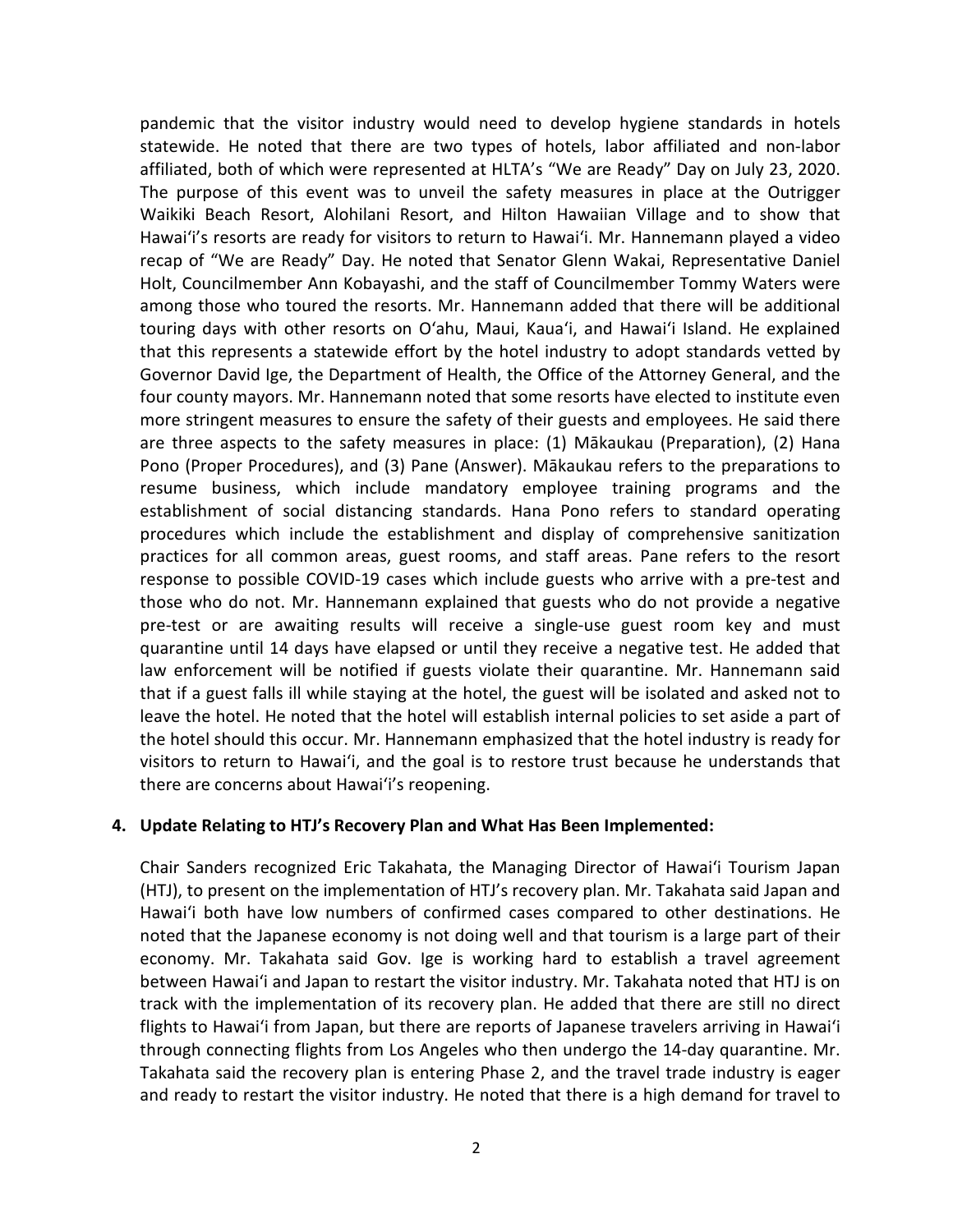pandemic that the visitor industry would need to develop hygiene standards in hotels statewide. He noted that there are two types of hotels, labor affiliated and non-labor affiliated, both of which were represented at HLTA's "We are Ready" Day on July 23, 2020. The purpose of this event was to unveil the safety measures in place at the Outrigger Waikiki Beach Resort, Alohilani Resort, and Hilton Hawaiian Village and to show that Hawai'i's resorts are ready for visitors to return to Hawai'i. Mr. Hannemann played a video recap of "We are Ready" Day. He noted that Senator Glenn Wakai, Representative Daniel Holt, Councilmember Ann Kobayashi, and the staff of Councilmember Tommy Waters were among those who toured the resorts. Mr. Hannemann added that there will be additional touring days with other resorts on O'ahu, Maui, Kaua'i, and Hawai'i Island. He explained that this represents a statewide effort by the hotel industry to adopt standards vetted by Governor David Ige, the Department of Health, the Office of the Attorney General, and the four county mayors. Mr. Hannemann noted that some resorts have elected to institute even more stringent measures to ensure the safety of their guests and employees. He said there are three aspects to the safety measures in place: (1) Mākaukau (Preparation), (2) Hana Pono (Proper Procedures), and (3) Pane (Answer). Mākaukau refers to the preparations to resume business, which include mandatory employee training programs and the establishment of social distancing standards. Hana Pono refers to standard operating procedures which include the establishment and display of comprehensive sanitization practices for all common areas, guest rooms, and staff areas. Pane refers to the resort response to possible COVID-19 cases which include guests who arrive with a pre-test and those who do not. Mr. Hannemann explained that guests who do not provide a negative pre-test or are awaiting results will receive a single-use guest room key and must quarantine until 14 days have elapsed or until they receive a negative test. He added that law enforcement will be notified if guests violate their quarantine. Mr. Hannemann said that if a guest falls ill while staying at the hotel, the guest will be isolated and asked not to leave the hotel. He noted that the hotel will establish internal policies to set aside a part of the hotel should this occur. Mr. Hannemann emphasized that the hotel industry is ready for visitors to return to Hawai'i, and the goal is to restore trust because he understands that there are concerns about Hawai'i's reopening.

**4. Update Relating to HTJ's Recovery Plan and What Has Been Implemented:**

Chair Sanders recognized Eric Takahata, the Managing Director of Hawai'i Tourism Japan (HTJ), to present on the implementation of HTJ's recovery plan. Mr. Takahata said Japan and Hawai'i both have low numbers of confirmed cases compared to other destinations. He noted that the Japanese economy is not doing well and that tourism is a large part of their economy. Mr. Takahata said Gov. Ige is working hard to establish a travel agreement between Hawai'i and Japan to restart the visitor industry. Mr. Takahata noted that HTJ is on track with the implementation of its recovery plan. He added that there are still no direct flights to Hawai'i from Japan, but there are reports of Japanese travelers arriving in Hawai'i through connecting flights from Los Angeles who then undergo the 14-day quarantine. Mr. Takahata said the recovery plan is entering Phase 2, and the travel trade industry is eager and ready to restart the visitor industry. He noted that there is a high demand for travel to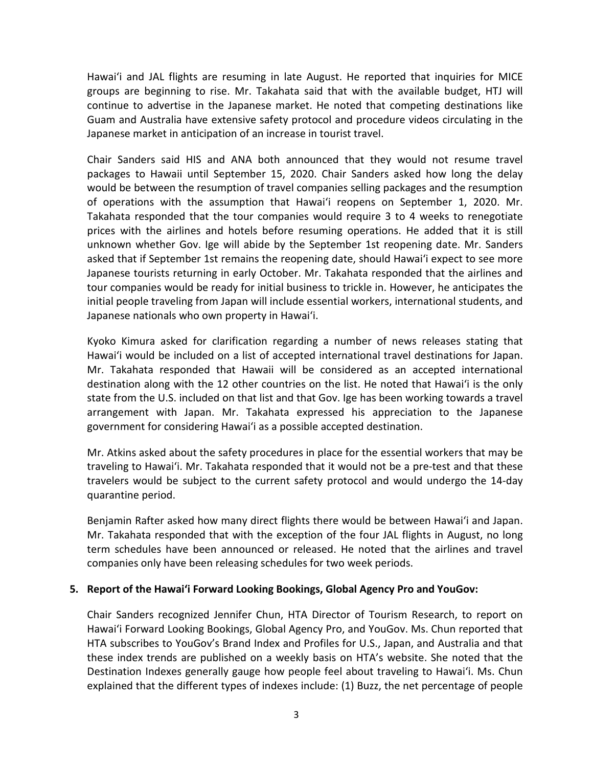Hawaiʻi and JAL flights are resuming in late August. He reported that inquiries for MICE groups are beginning to rise. Mr. Takahata said that with the available budget, HTJ will continue to advertise in the Japanese market. He noted that competing destinations like Guam and Australia have extensive safety protocol and procedure videos circulating in the Japanese market in anticipation of an increase in tourist travel.

Chair Sanders said HIS and ANA both announced that they would not resume travel packages to Hawaii until September 15, 2020. Chair Sanders asked how long the delay would be between the resumption of travel companies selling packages and the resumption of operations with the assumption that Hawaiʻi reopens on September 1, 2020. Mr. Takahata responded that the tour companies would require 3 to 4 weeks to renegotiate prices with the airlines and hotels before resuming operations. He added that it is still unknown whether Gov. Ige will abide by the September 1st reopening date. Mr. Sanders asked that if September 1st remains the reopening date, should Hawaiʻi expect to see more Japanese tourists returning in early October. Mr. Takahata responded that the airlines and tour companies would be ready for initial business to trickle in. However, he anticipates the initial people traveling from Japan will include essential workers, international students, and Japanese nationals who own property in Hawaiʻi.

Kyoko Kimura asked for clarification regarding a number of news releases stating that Hawaiʻi would be included on a list of accepted international travel destinations for Japan. Mr. Takahata responded that Hawaii will be considered as an accepted international destination along with the 12 other countries on the list. He noted that Hawaiʻi is the only state from the U.S. included on that list and that Gov. Ige has been working towards a travel arrangement with Japan. Mr. Takahata expressed his appreciation to the Japanese government for considering Hawaiʻi as a possible accepted destination.

Mr. Atkins asked about the safety procedures in place for the essential workers that may be traveling to Hawaiʻi. Mr. Takahata responded that it would not be a pre-test and that these travelers would be subject to the current safety protocol and would undergo the 14-day quarantine period.

Benjamin Rafter asked how many direct flights there would be between Hawaiʻi and Japan. Mr. Takahata responded that with the exception of the four JAL flights in August, no long term schedules have been announced or released. He noted that the airlines and travel companies only have been releasing schedules for two week periods.

**5. Report of the Hawaiʻi Forward Looking Bookings, Global Agency Pro and YouGov:**

Chair Sanders recognized Jennifer Chun, HTA Director of Tourism Research, to report on Hawaiʻi Forward Looking Bookings, Global Agency Pro, and YouGov. Ms. Chun reported that HTA subscribes to YouGov's Brand Index and Profiles for U.S., Japan, and Australia and that these index trends are published on a weekly basis on HTA's website. She noted that the Destination Indexes generally gauge how people feel about traveling to Hawaiʻi. Ms. Chun explained that the different types of indexes include: (1) Buzz, the net percentage of people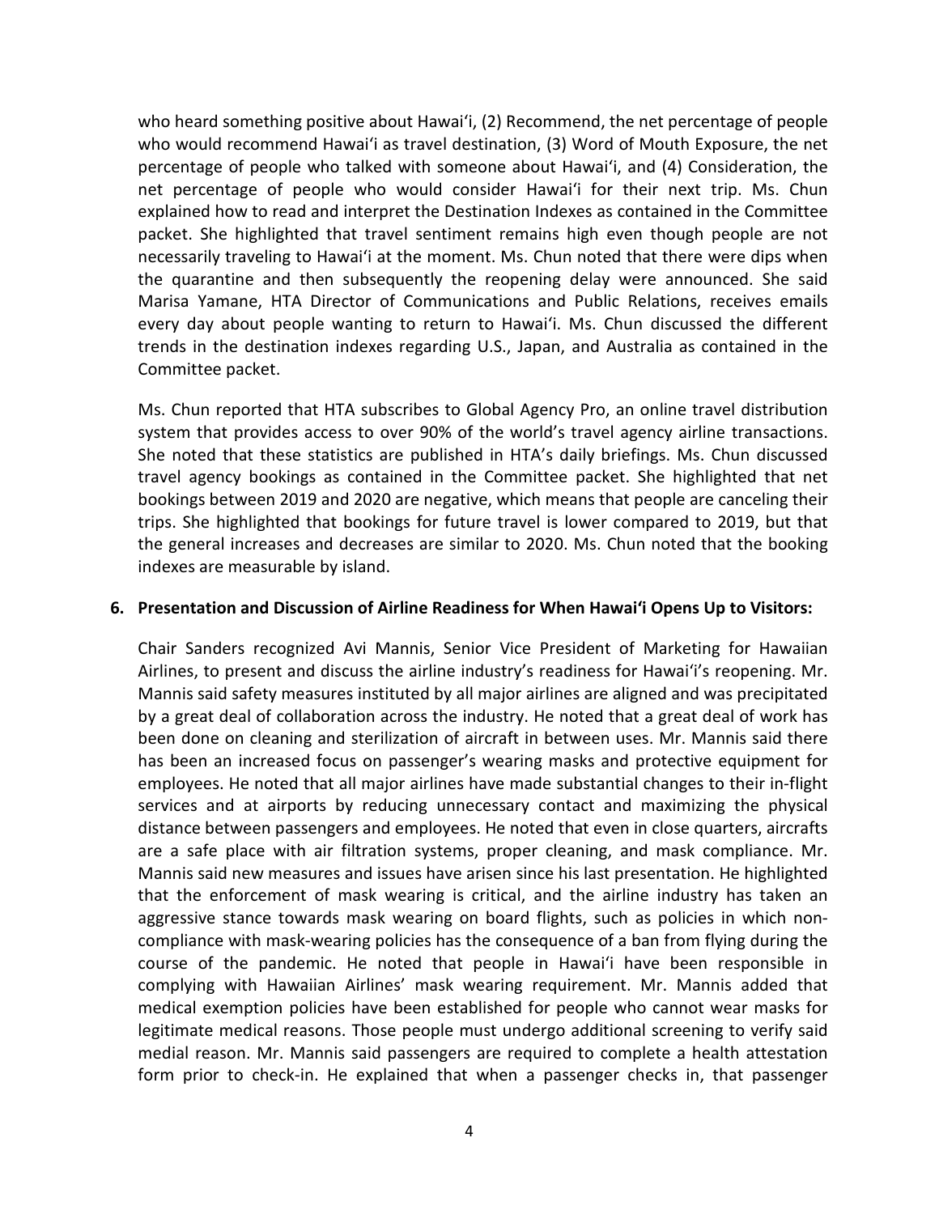who heard something positive about Hawaiʻi, (2) Recommend, the net percentage of people who would recommend Hawaiʻi as travel destination, (3) Word of Mouth Exposure, the net percentage of people who talked with someone about Hawaiʻi, and (4) Consideration, the net percentage of people who would consider Hawaiʻi for their next trip. Ms. Chun explained how to read and interpret the Destination Indexes as contained in the Committee packet. She highlighted that travel sentiment remains high even though people are not necessarily traveling to Hawaiʻi at the moment. Ms. Chun noted that there were dips when the quarantine and then subsequently the reopening delay were announced. She said Marisa Yamane, HTA Director of Communications and Public Relations, receives emails every day about people wanting to return to Hawaiʻi. Ms. Chun discussed the different trends in the destination indexes regarding U.S., Japan, and Australia as contained in the Committee packet.

Ms. Chun reported that HTA subscribes to Global Agency Pro, an online travel distribution system that provides access to over 90% of the world's travel agency airline transactions. She noted that these statistics are published in HTA's daily briefings. Ms. Chun discussed travel agency bookings as contained in the Committee packet. She highlighted that net bookings between 2019 and 2020 are negative, which means that people are canceling their trips. She highlighted that bookings for future travel is lower compared to 2019, but that the general increases and decreases are similar to 2020. Ms. Chun noted that the booking indexes are measurable by island.

**6. Presentation and Discussion of Airline Readiness for When Hawaiʻi Opens Up to Visitors:**

Chair Sanders recognized Avi Mannis, Senior Vice President of Marketing for Hawaiian Airlines, to present and discuss the airline industry's readiness for Hawaiʻi's reopening. Mr. Mannis said safety measures instituted by all major airlines are aligned and was precipitated by a great deal of collaboration across the industry. He noted that a great deal of work has been done on cleaning and sterilization of aircraft in between uses. Mr. Mannis said there has been an increased focus on passenger's wearing masks and protective equipment for employees. He noted that all major airlines have made substantial changes to their in-flight services and at airports by reducing unnecessary contact and maximizing the physical distance between passengers and employees. He noted that even in close quarters, aircrafts are a safe place with air filtration systems, proper cleaning, and mask compliance. Mr. Mannis said new measures and issues have arisen since his last presentation. He highlighted that the enforcement of mask wearing is critical, and the airline industry has taken an aggressive stance towards mask wearing on board flights, such as policies in which non-compliance with mask-wearing policies has the consequence of a ban from flying during the course of the pandemic. He noted that people in Hawaiʻi have been responsible in complying with Hawaiian Airlines' mask wearing requirement. Mr. Mannis added that medical exemption policies have been established for people who cannot wear masks for legitimate medical reasons. Those people must undergo additional screening to verify said medial reason. Mr. Mannis said passengers are required to complete a health attestation form prior to check-in. He explained that when a passenger checks in, that passenger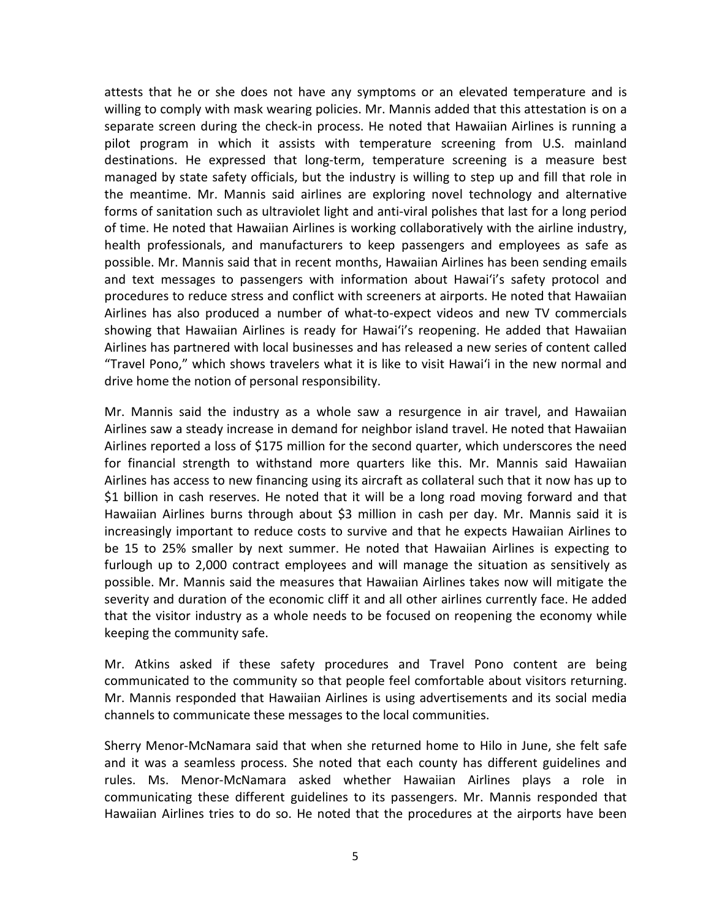attests that he or she does not have any symptoms or an elevated temperature and is willing to comply with mask wearing policies. Mr. Mannis added that this attestation is on a separate screen during the check-in process. He noted that Hawaiian Airlines is running a pilot program in which it assists with temperature screening from U.S. mainland destinations. He expressed that long-term, temperature screening is a measure best managed by state safety officials, but the industry is willing to step up and fill that role in the meantime. Mr. Mannis said airlines are exploring novel technology and alternative forms of sanitation such as ultraviolet light and anti-viral polishes that last for a long period of time. He noted that Hawaiian Airlines is working collaboratively with the airline industry, health professionals, and manufacturers to keep passengers and employees as safe as possible. Mr. Mannis said that in recent months, Hawaiian Airlines has been sending emails and text messages to passengers with information about Hawaiʻi's safety protocol and procedures to reduce stress and conflict with screeners at airports. He noted that Hawaiian Airlines has also produced a number of what-to-expect videos and new TV commercials showing that Hawaiian Airlines is ready for Hawaiʻi's reopening. He added that Hawaiian Airlines has partnered with local businesses and has released a new series of content called "Travel Pono," which shows travelers what it is like to visit Hawaiʻi in the new normal and drive home the notion of personal responsibility.

Mr. Mannis said the industry as a whole saw a resurgence in air travel, and Hawaiian Airlines saw a steady increase in demand for neighbor island travel. He noted that Hawaiian Airlines reported a loss of $175 million for the second quarter, which underscores the need for financial strength to withstand more quarters like this. Mr. Mannis said Hawaiian Airlines has access to new financing using its aircraft as collateral such that it now has up to $1 billion in cash reserves. He noted that it will be a long road moving forward and that Hawaiian Airlines burns through about $3 million in cash per day. Mr. Mannis said it is increasingly important to reduce costs to survive and that he expects Hawaiian Airlines to be 15 to 25% smaller by next summer. He noted that Hawaiian Airlines is expecting to furlough up to 2,000 contract employees and will manage the situation as sensitively as possible. Mr. Mannis said the measures that Hawaiian Airlines takes now will mitigate the severity and duration of the economic cliff it and all other airlines currently face. He added that the visitor industry as a whole needs to be focused on reopening the economy while keeping the community safe.

Mr. Atkins asked if these safety procedures and Travel Pono content are being communicated to the community so that people feel comfortable about visitors returning. Mr. Mannis responded that Hawaiian Airlines is using advertisements and its social media channels to communicate these messages to the local communities.

Sherry Menor-McNamara said that when she returned home to Hilo in June, she felt safe and it was a seamless process. She noted that each county has different guidelines and rules. Ms. Menor-McNamara asked whether Hawaiian Airlines plays a role in communicating these different guidelines to its passengers. Mr. Mannis responded that Hawaiian Airlines tries to do so. He noted that the procedures at the airports have been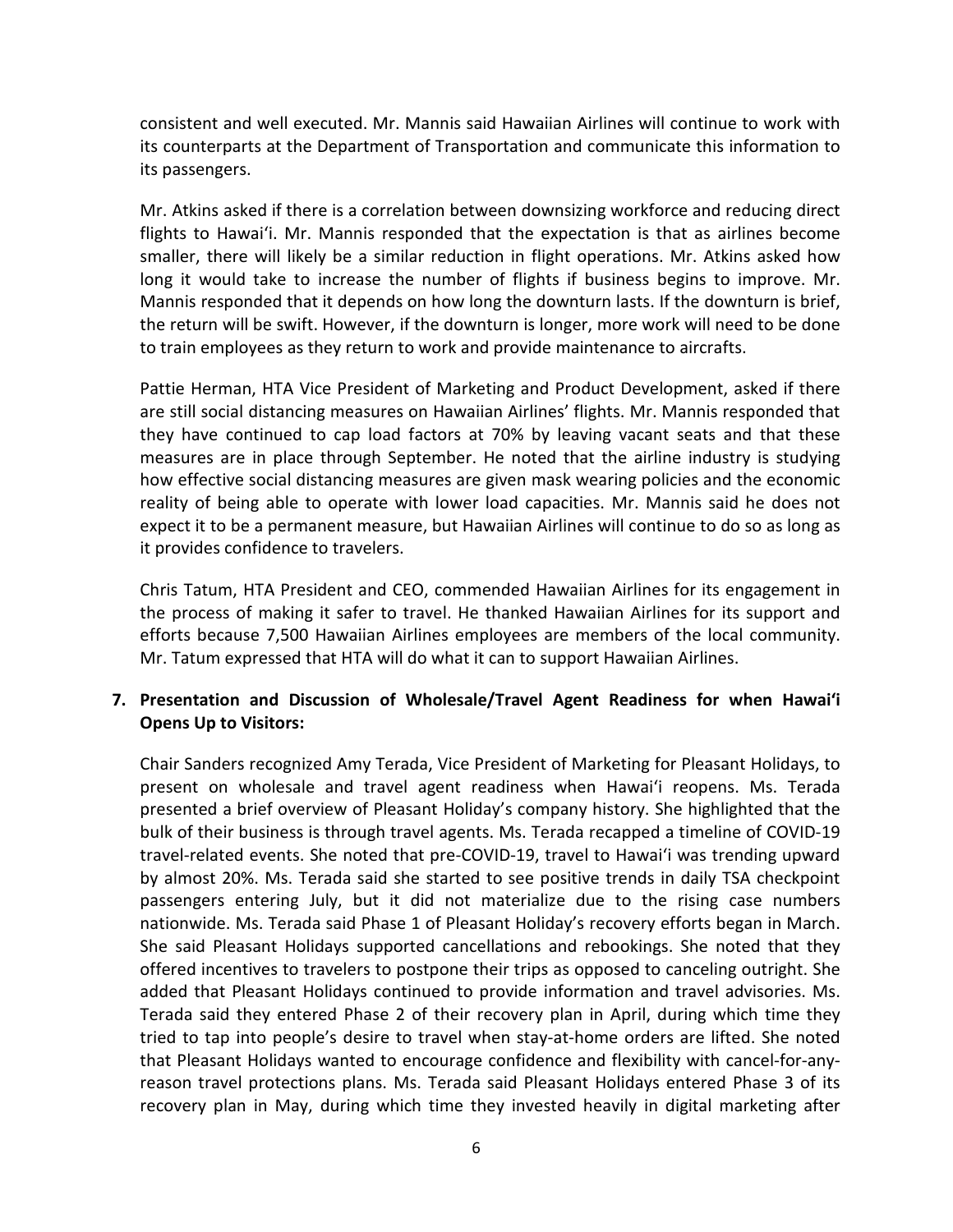consistent and well executed. Mr. Mannis said Hawaiian Airlines will continue to work with its counterparts at the Department of Transportation and communicate this information to its passengers.

Mr. Atkins asked if there is a correlation between downsizing workforce and reducing direct flights to Hawaiʻi. Mr. Mannis responded that the expectation is that as airlines become smaller, there will likely be a similar reduction in flight operations. Mr. Atkins asked how long it would take to increase the number of flights if business begins to improve. Mr. Mannis responded that it depends on how long the downturn lasts. If the downturn is brief, the return will be swift. However, if the downturn is longer, more work will need to be done to train employees as they return to work and provide maintenance to aircrafts.

Pattie Herman, HTA Vice President of Marketing and Product Development, asked if there are still social distancing measures on Hawaiian Airlines' flights. Mr. Mannis responded that they have continued to cap load factors at 70% by leaving vacant seats and that these measures are in place through September. He noted that the airline industry is studying how effective social distancing measures are given mask wearing policies and the economic reality of being able to operate with lower load capacities. Mr. Mannis said he does not expect it to be a permanent measure, but Hawaiian Airlines will continue to do so as long as it provides confidence to travelers.

Chris Tatum, HTA President and CEO, commended Hawaiian Airlines for its engagement in the process of making it safer to travel. He thanked Hawaiian Airlines for its support and efforts because 7,500 Hawaiian Airlines employees are members of the local community. Mr. Tatum expressed that HTA will do what it can to support Hawaiian Airlines.

**7. Presentation and Discussion of Wholesale/Travel Agent Readiness for when Hawaiʻi Opens Up to Visitors:**

Chair Sanders recognized Amy Terada, Vice President of Marketing for Pleasant Holidays, to present on wholesale and travel agent readiness when Hawaiʻi reopens. Ms. Terada presented a brief overview of Pleasant Holiday's company history. She highlighted that the bulk of their business is through travel agents. Ms. Terada recapped a timeline of COVID-19 travel-related events. She noted that pre-COVID-19, travel to Hawaiʻi was trending upward by almost 20%. Ms. Terada said she started to see positive trends in daily TSA checkpoint passengers entering July, but it did not materialize due to the rising case numbers nationwide. Ms. Terada said Phase 1 of Pleasant Holiday's recovery efforts began in March. She said Pleasant Holidays supported cancellations and rebookings. She noted that they offered incentives to travelers to postpone their trips as opposed to canceling outright. She added that Pleasant Holidays continued to provide information and travel advisories. Ms. Terada said they entered Phase 2 of their recovery plan in April, during which time they tried to tap into people's desire to travel when stay-at-home orders are lifted. She noted that Pleasant Holidays wanted to encourage confidence and flexibility with cancel-for-any-reason travel protections plans. Ms. Terada said Pleasant Holidays entered Phase 3 of its recovery plan in May, during which time they invested heavily in digital marketing after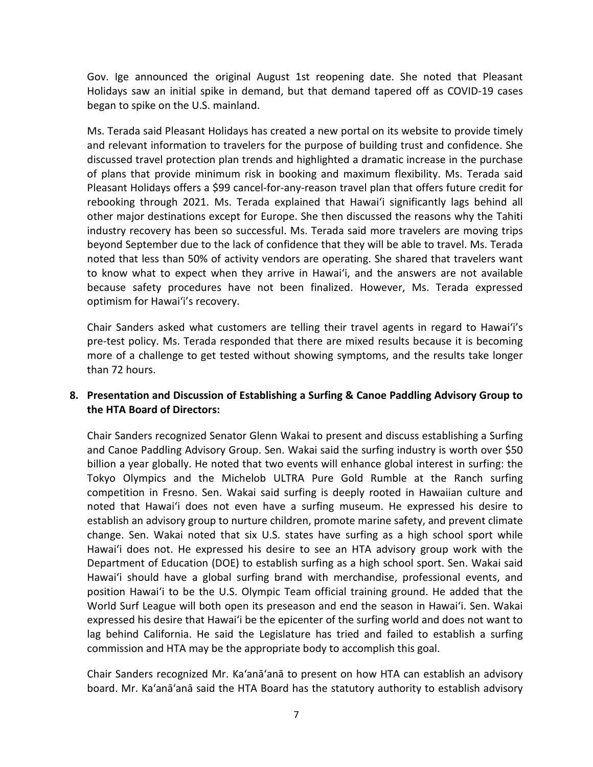Gov. Ige announced the original August 1st reopening date. She noted that Pleasant Holidays saw an initial spike in demand, but that demand tapered off as COVID-19 cases began to spike on the U.S. mainland.

Ms. Terada said Pleasant Holidays has created a new portal on its website to provide timely and relevant information to travelers for the purpose of building trust and confidence. She discussed travel protection plan trends and highlighted a dramatic increase in the purchase of plans that provide minimum risk in booking and maximum flexibility. Ms. Terada said Pleasant Holidays offers a $99 cancel-for-any-reason travel plan that offers future credit for rebooking through 2021. Ms. Terada explained that Hawaiʻi significantly lags behind all other major destinations except for Europe. She then discussed the reasons why the Tahiti industry recovery has been so successful. Ms. Terada said more travelers are moving trips beyond September due to the lack of confidence that they will be able to travel. Ms. Terada noted that less than 50% of activity vendors are operating. She shared that travelers want to know what to expect when they arrive in Hawaiʻi, and the answers are not available because safety procedures have not been finalized. However, Ms. Terada expressed optimism for Hawaiʻi's recovery.

Chair Sanders asked what customers are telling their travel agents in regard to Hawaiʻi's pre-test policy. Ms. Terada responded that there are mixed results because it is becoming more of a challenge to get tested without showing symptoms, and the results take longer than 72 hours.

**8. Presentation and Discussion of Establishing a Surfing & Canoe Paddling Advisory Group to the HTA Board of Directors:**

Chair Sanders recognized Senator Glenn Wakai to present and discuss establishing a Surfing and Canoe Paddling Advisory Group. Sen. Wakai said the surfing industry is worth over $50 billion a year globally. He noted that two events will enhance global interest in surfing: the Tokyo Olympics and the Michelob ULTRA Pure Gold Rumble at the Ranch surfing competition in Fresno. Sen. Wakai said surfing is deeply rooted in Hawaiian culture and noted that Hawaiʻi does not even have a surfing museum. He expressed his desire to establish an advisory group to nurture children, promote marine safety, and prevent climate change. Sen. Wakai noted that six U.S. states have surfing as a high school sport while Hawaiʻi does not. He expressed his desire to see an HTA advisory group work with the Department of Education (DOE) to establish surfing as a high school sport. Sen. Wakai said Hawaiʻi should have a global surfing brand with merchandise, professional events, and position Hawaiʻi to be the U.S. Olympic Team official training ground. He added that the World Surf League will both open its preseason and end the season in Hawaiʻi. Sen. Wakai expressed his desire that Hawaiʻi be the epicenter of the surfing world and does not want to lag behind California. He said the Legislature has tried and failed to establish a surfing commission and HTA may be the appropriate body to accomplish this goal.

Chair Sanders recognized Mr. Kaʻanāʻanā to present on how HTA can establish an advisory board. Mr. Kaʻanāʻanā said the HTA Board has the statutory authority to establish advisory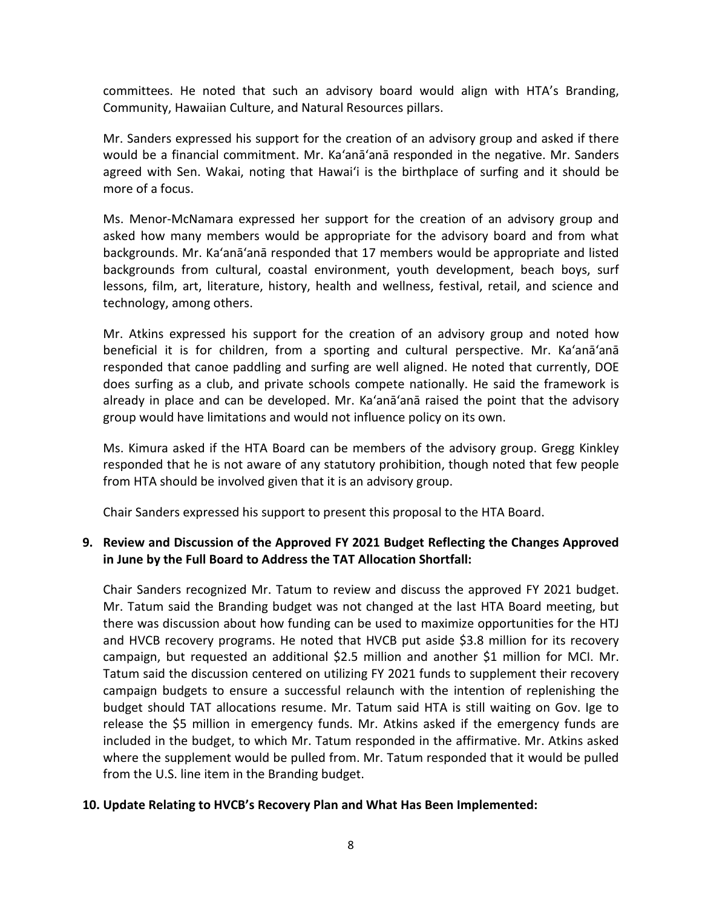committees. He noted that such an advisory board would align with HTA's Branding, Community, Hawaiian Culture, and Natural Resources pillars.

Mr. Sanders expressed his support for the creation of an advisory group and asked if there would be a financial commitment. Mr. Ka'anā'anā responded in the negative. Mr. Sanders agreed with Sen. Wakai, noting that Hawai'i is the birthplace of surfing and it should be more of a focus.

Ms. Menor-McNamara expressed her support for the creation of an advisory group and asked how many members would be appropriate for the advisory board and from what backgrounds. Mr. Ka'anā'anā responded that 17 members would be appropriate and listed backgrounds from cultural, coastal environment, youth development, beach boys, surf lessons, film, art, literature, history, health and wellness, festival, retail, and science and technology, among others.

Mr. Atkins expressed his support for the creation of an advisory group and noted how beneficial it is for children, from a sporting and cultural perspective. Mr. Ka'anā'anā responded that canoe paddling and surfing are well aligned. He noted that currently, DOE does surfing as a club, and private schools compete nationally. He said the framework is already in place and can be developed. Mr. Ka'anā'anā raised the point that the advisory group would have limitations and would not influence policy on its own.

Ms. Kimura asked if the HTA Board can be members of the advisory group. Gregg Kinkley responded that he is not aware of any statutory prohibition, though noted that few people from HTA should be involved given that it is an advisory group.

Chair Sanders expressed his support to present this proposal to the HTA Board.

**9. Review and Discussion of the Approved FY 2021 Budget Reflecting the Changes Approved in June by the Full Board to Address the TAT Allocation Shortfall:**

Chair Sanders recognized Mr. Tatum to review and discuss the approved FY 2021 budget. Mr. Tatum said the Branding budget was not changed at the last HTA Board meeting, but there was discussion about how funding can be used to maximize opportunities for the HTJ and HVCB recovery programs. He noted that HVCB put aside $3.8 million for its recovery campaign, but requested an additional $2.5 million and another $1 million for MCI. Mr. Tatum said the discussion centered on utilizing FY 2021 funds to supplement their recovery campaign budgets to ensure a successful relaunch with the intention of replenishing the budget should TAT allocations resume. Mr. Tatum said HTA is still waiting on Gov. Ige to release the $5 million in emergency funds. Mr. Atkins asked if the emergency funds are included in the budget, to which Mr. Tatum responded in the affirmative. Mr. Atkins asked where the supplement would be pulled from. Mr. Tatum responded that it would be pulled from the U.S. line item in the Branding budget.

**10. Update Relating to HVCB's Recovery Plan and What Has Been Implemented:**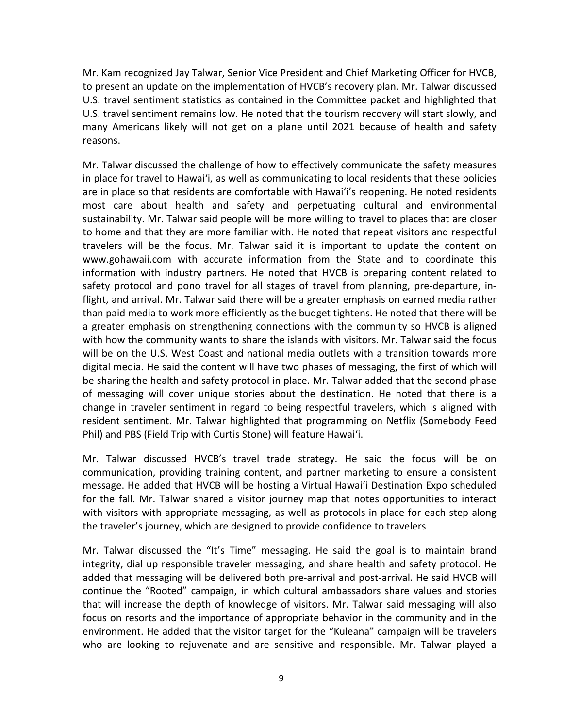Mr. Kam recognized Jay Talwar, Senior Vice President and Chief Marketing Officer for HVCB, to present an update on the implementation of HVCB's recovery plan. Mr. Talwar discussed U.S. travel sentiment statistics as contained in the Committee packet and highlighted that U.S. travel sentiment remains low. He noted that the tourism recovery will start slowly, and many Americans likely will not get on a plane until 2021 because of health and safety reasons.

Mr. Talwar discussed the challenge of how to effectively communicate the safety measures in place for travel to Hawai'i, as well as communicating to local residents that these policies are in place so that residents are comfortable with Hawai'i's reopening. He noted residents most care about health and safety and perpetuating cultural and environmental sustainability. Mr. Talwar said people will be more willing to travel to places that are closer to home and that they are more familiar with. He noted that repeat visitors and respectful travelers will be the focus. Mr. Talwar said it is important to update the content on www.gohawaii.com with accurate information from the State and to coordinate this information with industry partners. He noted that HVCB is preparing content related to safety protocol and pono travel for all stages of travel from planning, pre-departure, in-flight, and arrival. Mr. Talwar said there will be a greater emphasis on earned media rather than paid media to work more efficiently as the budget tightens. He noted that there will be a greater emphasis on strengthening connections with the community so HVCB is aligned with how the community wants to share the islands with visitors. Mr. Talwar said the focus will be on the U.S. West Coast and national media outlets with a transition towards more digital media. He said the content will have two phases of messaging, the first of which will be sharing the health and safety protocol in place. Mr. Talwar added that the second phase of messaging will cover unique stories about the destination. He noted that there is a change in traveler sentiment in regard to being respectful travelers, which is aligned with resident sentiment. Mr. Talwar highlighted that programming on Netflix (Somebody Feed Phil) and PBS (Field Trip with Curtis Stone) will feature Hawai'i.

Mr. Talwar discussed HVCB's travel trade strategy. He said the focus will be on communication, providing training content, and partner marketing to ensure a consistent message. He added that HVCB will be hosting a Virtual Hawai'i Destination Expo scheduled for the fall. Mr. Talwar shared a visitor journey map that notes opportunities to interact with visitors with appropriate messaging, as well as protocols in place for each step along the traveler's journey, which are designed to provide confidence to travelers

Mr. Talwar discussed the "It's Time" messaging. He said the goal is to maintain brand integrity, dial up responsible traveler messaging, and share health and safety protocol. He added that messaging will be delivered both pre-arrival and post-arrival. He said HVCB will continue the "Rooted" campaign, in which cultural ambassadors share values and stories that will increase the depth of knowledge of visitors. Mr. Talwar said messaging will also focus on resorts and the importance of appropriate behavior in the community and in the environment. He added that the visitor target for the "Kuleana" campaign will be travelers who are looking to rejuvenate and are sensitive and responsible. Mr. Talwar played a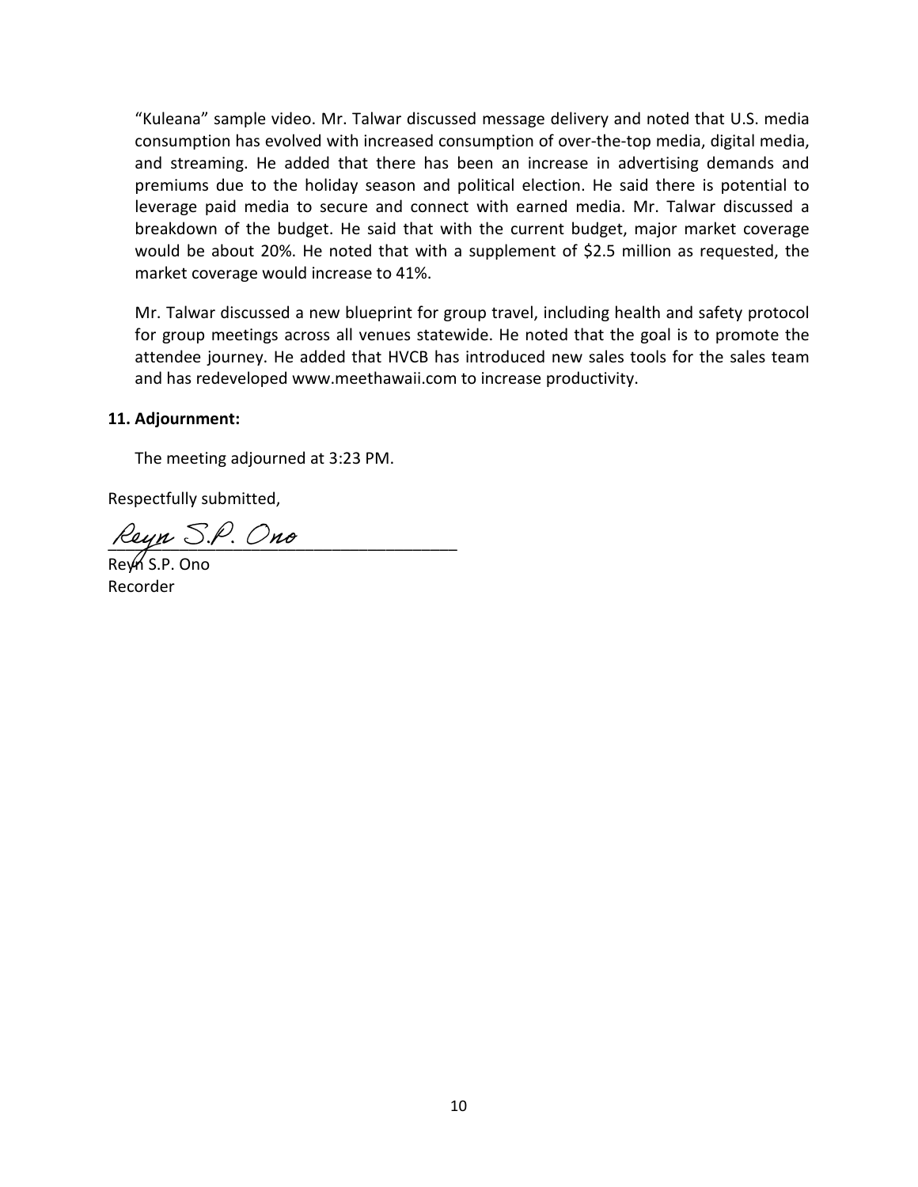"Kuleana" sample video. Mr. Talwar discussed message delivery and noted that U.S. media consumption has evolved with increased consumption of over-the-top media, digital media, and streaming. He added that there has been an increase in advertising demands and premiums due to the holiday season and political election. He said there is potential to leverage paid media to secure and connect with earned media. Mr. Talwar discussed a breakdown of the budget. He said that with the current budget, major market coverage would be about 20%. He noted that with a supplement of $2.5 million as requested, the market coverage would increase to 41%.

Mr. Talwar discussed a new blueprint for group travel, including health and safety protocol for group meetings across all venues statewide. He noted that the goal is to promote the attendee journey. He added that HVCB has introduced new sales tools for the sales team and has redeveloped www.meethawaii.com to increase productivity.

**11. Adjournment:**

The meeting adjourned at 3:23 PM.

Respectfully submitted,

Reyn S.P. Ono

Reyn S.P. Ono
Recorder